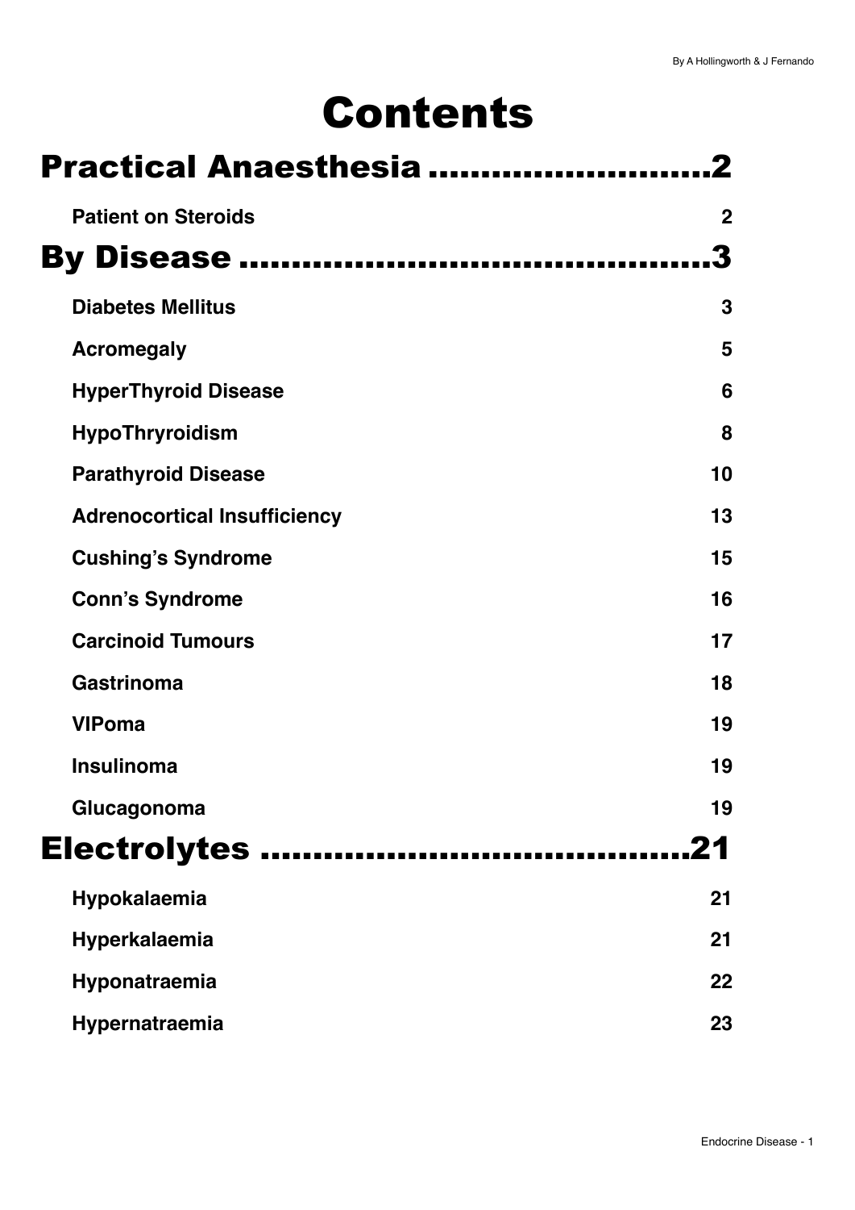# Contents

## Practical Anaesthesia ..........................2

**Patient on Steroids** 2

## By Disease ............................................3

**Diabetes Mellitus** 3

**Acromegaly** 5

**HyperThyroid Disease** 6

**HypoThryroidism** 8

**Parathyroid Disease** 10

**Adrenocortical Insufficiency** 13

**Cushing's Syndrome** 15

**Conn's Syndrome** 16

**Carcinoid Tumours** 17

**Gastrinoma** 18

**VIPoma** 19

**Insulinoma** 19

**Glucagonoma** 19

## Electrolytes ........................................21

**Hypokalaemia** 21

**Hyperkalaemia** 21

**Hyponatraemia** 22

**Hypernatraemia** 23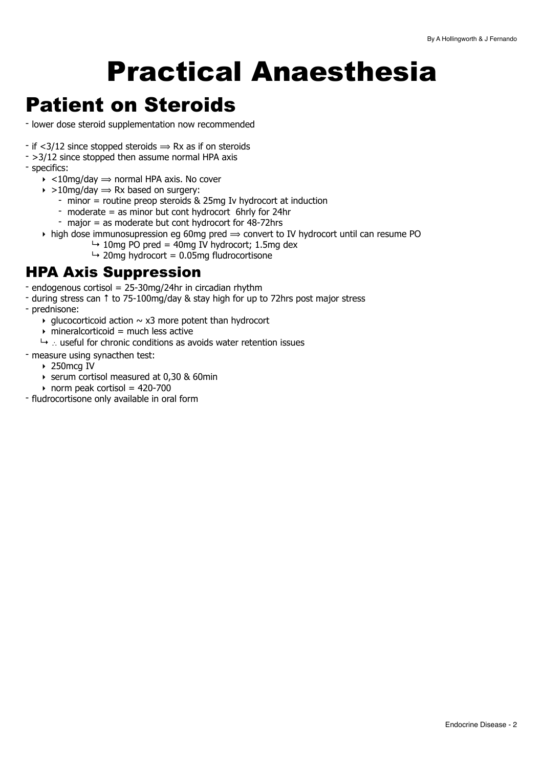# Practical Anaesthesia

# Patient on Steroids

- lower dose steroid supplementation now recommended

- if <3/12 since stopped steroids ⟹ Rx as if on steroids
- >3/12 since stopped then assume normal HPA axis
- specifics:
    - <10mg/day ⟹ normal HPA axis. No cover
    - >10mg/day ⟹ Rx based on surgery:
        - minor = routine preop steroids & 25mg Iv hydrocort at induction
        - moderate = as minor but cont hydrocort 6hrly for 24hr
        - major = as moderate but cont hydrocort for 48-72hrs
    - high dose immunosupression eg 60mg pred ⟹ convert to IV hydrocort until can resume PO
        - ↳ 10mg PO pred = 40mg IV hydrocort; 1.5mg dex
        - ↳ 20mg hydrocort = 0.05mg fludrocortisone

## HPA Axis Suppression

- endogenous cortisol = 25-30mg/24hr in circadian rhythm
- during stress can ↑ to 75-100mg/day & stay high for up to 72hrs post major stress
- prednisone:
    - glucocorticoid action ~ x3 more potent than hydrocort
    - mineralcorticoid = much less active
    - ↳ ∴ useful for chronic conditions as avoids water retention issues
- measure using synacthen test:
    - 250mcg IV
    - serum cortisol measured at 0,30 & 60min
    - norm peak cortisol = 420-700
- fludrocortisone only available in oral form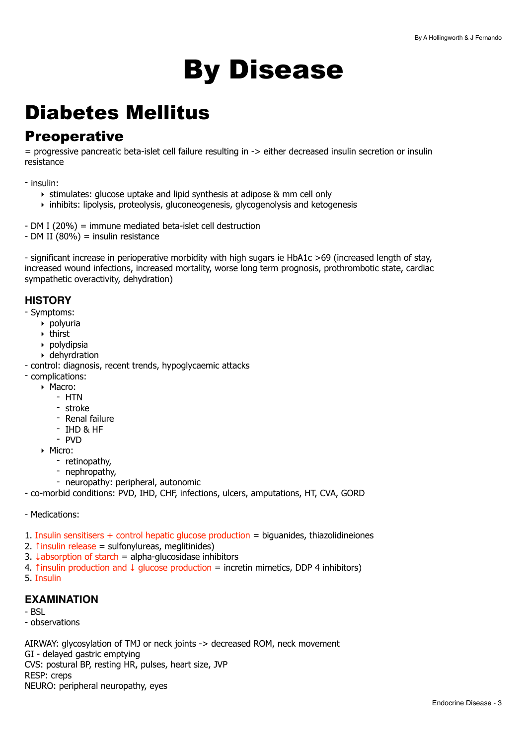# By Disease

# Diabetes Mellitus

## Preoperative

= progressive pancreatic beta-islet cell failure resulting in -> either decreased insulin secretion or insulin resistance

- insulin:
    - stimulates: glucose uptake and lipid synthesis at adipose & mm cell only
    - inhibits: lipolysis, proteolysis, gluconeogenesis, glycogenolysis and ketogenesis

- DM I (20%) = immune mediated beta-islet cell destruction
- DM II (80%) = insulin resistance

- significant increase in perioperative morbidity with high sugars ie HbA1c >69 (increased length of stay, increased wound infections, increased mortality, worse long term prognosis, prothrombotic state, cardiac sympathetic overactivity, dehydration)

### HISTORY

- Symptoms:
    - polyuria
    - thirst
    - polydipsia
    - dehyrdration
- control: diagnosis, recent trends, hypoglycaemic attacks
- complications:
    - Macro:
        - HTN
        - stroke
        - Renal failure
        - IHD & HF
        - PVD
    - Micro:
        - retinopathy,
        - nephropathy,
        - neuropathy: peripheral, autonomic
- co-morbid conditions: PVD, IHD, CHF, infections, ulcers, amputations, HT, CVA, GORD

- Medications:

1. Insulin sensitisers + control hepatic glucose production = biguanides, thiazolidineiones
2. ↑insulin release = sulfonylureas, meglitinides)
3. ↓absorption of starch = alpha-glucosidase inhibitors
4. ↑insulin production and ↓ glucose production = incretin mimetics, DDP 4 inhibitors)
5. Insulin

### EXAMINATION

- BSL
- observations

AIRWAY: glycosylation of TMJ or neck joints -> decreased ROM, neck movement
GI - delayed gastric emptying
CVS: postural BP, resting HR, pulses, heart size, JVP
RESP: creps
NEURO: peripheral neuropathy, eyes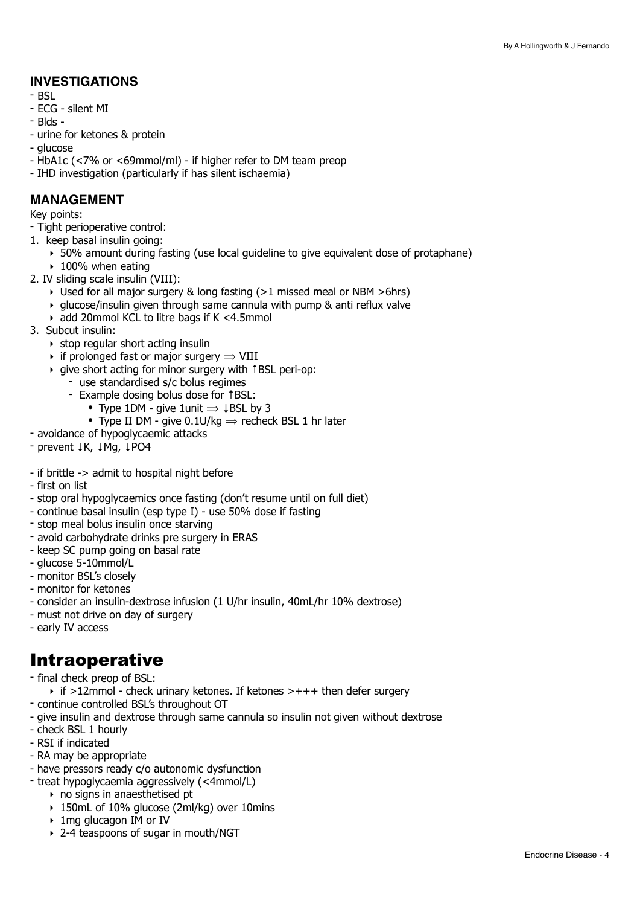## INVESTIGATIONS

- BSL
- ECG - silent MI
- Blds -
- urine for ketones & protein
- glucose
- HbA1c (<7% or <69mmol/ml) - if higher refer to DM team preop
- IHD investigation (particularly if has silent ischaemia)

## MANAGEMENT

Key points:

- Tight perioperative control:

1. keep basal insulin going:
    - 50% amount during fasting (use local guideline to give equivalent dose of protaphane)
    - 100% when eating
2. IV sliding scale insulin (VIII):
    - Used for all major surgery & long fasting (>1 missed meal or NBM >6hrs)
    - glucose/insulin given through same cannula with pump & anti reflux valve
    - add 20mmol KCL to litre bags if K <4.5mmol
3. Subcut insulin:
    - stop regular short acting insulin
    - if prolonged fast or major surgery ⟹ VIII
    - give short acting for minor surgery with ↑BSL peri-op:
        - use standardised s/c bolus regimes
        - Example dosing bolus dose for ↑BSL:
            - Type 1DM - give 1unit ⟹ ↓BSL by 3
            - Type II DM - give 0.1U/kg ⟹ recheck BSL 1 hr later

- avoidance of hypoglycaemic attacks
- prevent ↓K, ↓Mg, ↓PO4

- if brittle -> admit to hospital night before
- first on list
- stop oral hypoglycaemics once fasting (don't resume until on full diet)
- continue basal insulin (esp type I) - use 50% dose if fasting
- stop meal bolus insulin once starving
- avoid carbohydrate drinks pre surgery in ERAS
- keep SC pump going on basal rate
- glucose 5-10mmol/L
- monitor BSL's closely
- monitor for ketones
- consider an insulin-dextrose infusion (1 U/hr insulin, 40mL/hr 10% dextrose)
- must not drive on day of surgery
- early IV access

# Intraoperative

- final check preop of BSL:
    - if >12mmol - check urinary ketones. If ketones >+++ then defer surgery
- continue controlled BSL's throughout OT
- give insulin and dextrose through same cannula so insulin not given without dextrose
- check BSL 1 hourly
- RSI if indicated
- RA may be appropriate
- have pressors ready c/o autonomic dysfunction
- treat hypoglycaemia aggressively (<4mmol/L)
    - no signs in anaesthetised pt
    - 150mL of 10% glucose (2ml/kg) over 10mins
    - 1mg glucagon IM or IV
    - 2-4 teaspoons of sugar in mouth/NGT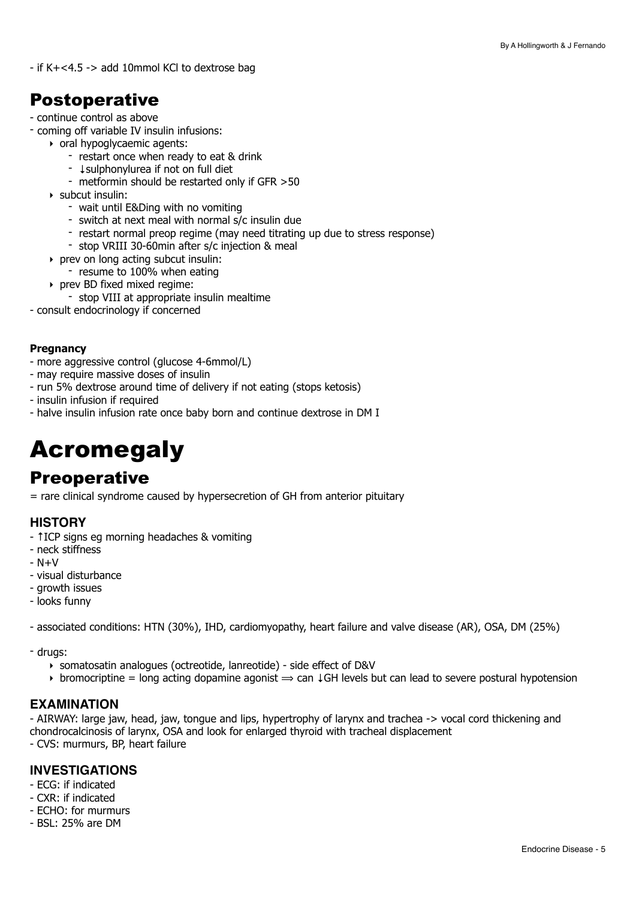- if K+<4.5 -> add 10mmol KCl to dextrose bag

## Postoperative

- continue control as above
- coming off variable IV insulin infusions:
    - oral hypoglycaemic agents:
        - restart once when ready to eat & drink
        - ↓sulphonylurea if not on full diet
        - metformin should be restarted only if GFR >50
    - subcut insulin:
        - wait until E&Ding with no vomiting
        - switch at next meal with normal s/c insulin due
        - restart normal preop regime (may need titrating up due to stress response)
        - stop VRIII 30-60min after s/c injection & meal
    - prev on long acting subcut insulin:
        - resume to 100% when eating
    - prev BD fixed mixed regime:
        - stop VIII at appropriate insulin mealtime
- consult endocrinology if concerned

**Pregnancy**

- more aggressive control (glucose 4-6mmol/L)
- may require massive doses of insulin
- run 5% dextrose around time of delivery if not eating (stops ketosis)
- insulin infusion if required
- halve insulin infusion rate once baby born and continue dextrose in DM I

# Acromegaly

## Preoperative

= rare clinical syndrome caused by hypersecretion of GH from anterior pituitary

### HISTORY

- ↑ICP signs eg morning headaches & vomiting
- neck stiffness
- N+V
- visual disturbance
- growth issues
- looks funny

- associated conditions: HTN (30%), IHD, cardiomyopathy, heart failure and valve disease (AR), OSA, DM (25%)

- drugs:
    - somatosatin analogues (octreotide, lanreotide) - side effect of D&V
    - bromocriptine = long acting dopamine agonist ⟹ can ↓GH levels but can lead to severe postural hypotension

### EXAMINATION

- AIRWAY: large jaw, head, jaw, tongue and lips, hypertrophy of larynx and trachea -> vocal cord thickening and chondrocalcinosis of larynx, OSA and look for enlarged thyroid with tracheal displacement
- CVS: murmurs, BP, heart failure

### INVESTIGATIONS

- ECG: if indicated
- CXR: if indicated
- ECHO: for murmurs
- BSL: 25% are DM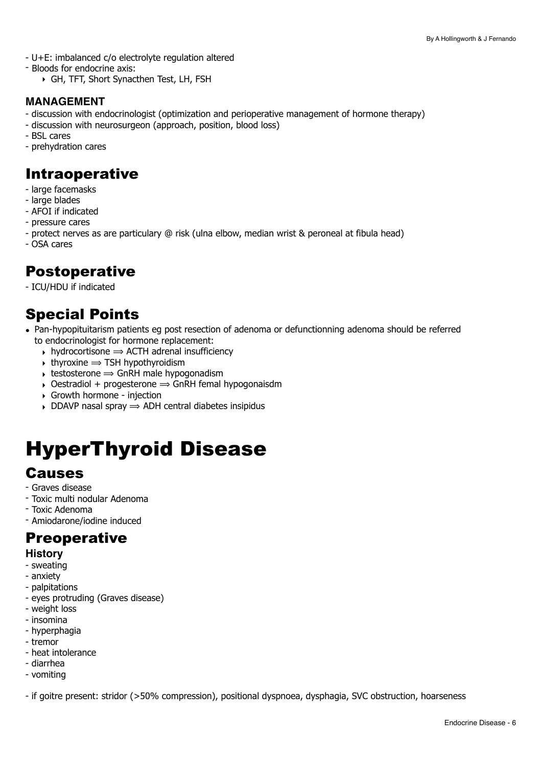- U+E: imbalanced c/o electrolyte regulation altered
- Bloods for endocrine axis:
    - GH, TFT, Short Synacthen Test, LH, FSH

### MANAGEMENT

- discussion with endocrinologist (optimization and perioperative management of hormone therapy)
- discussion with neurosurgeon (approach, position, blood loss)
- BSL cares
- prehydration cares

## Intraoperative

- large facemasks
- large blades
- AFOI if indicated
- pressure cares
- protect nerves as are particulary @ risk (ulna elbow, median wrist & peroneal at fibula head)
- OSA cares

## Postoperative

- ICU/HDU if indicated

## Special Points

- Pan-hypopituitarism patients eg post resection of adenoma or defunctionning adenoma should be referred to endocrinologist for hormone replacement:
    - hydrocortisone ⟹ ACTH adrenal insufficiency
    - thyroxine ⟹ TSH hypothyroidism
    - testosterone ⟹ GnRH male hypogonadism
    - Oestradiol + progesterone ⟹ GnRH femal hypogonaisdm
    - Growth hormone - injection
    - DDAVP nasal spray ⟹ ADH central diabetes insipidus

# HyperThyroid Disease

## Causes

- Graves disease
- Toxic multi nodular Adenoma
- Toxic Adenoma
- Amiodarone/iodine induced

## Preoperative

### History

- sweating
- anxiety
- palpitations
- eyes protruding (Graves disease)
- weight loss
- insomina
- hyperphagia
- tremor
- heat intolerance
- diarrhea
- vomiting

- if goitre present: stridor (>50% compression), positional dyspnoea, dysphagia, SVC obstruction, hoarseness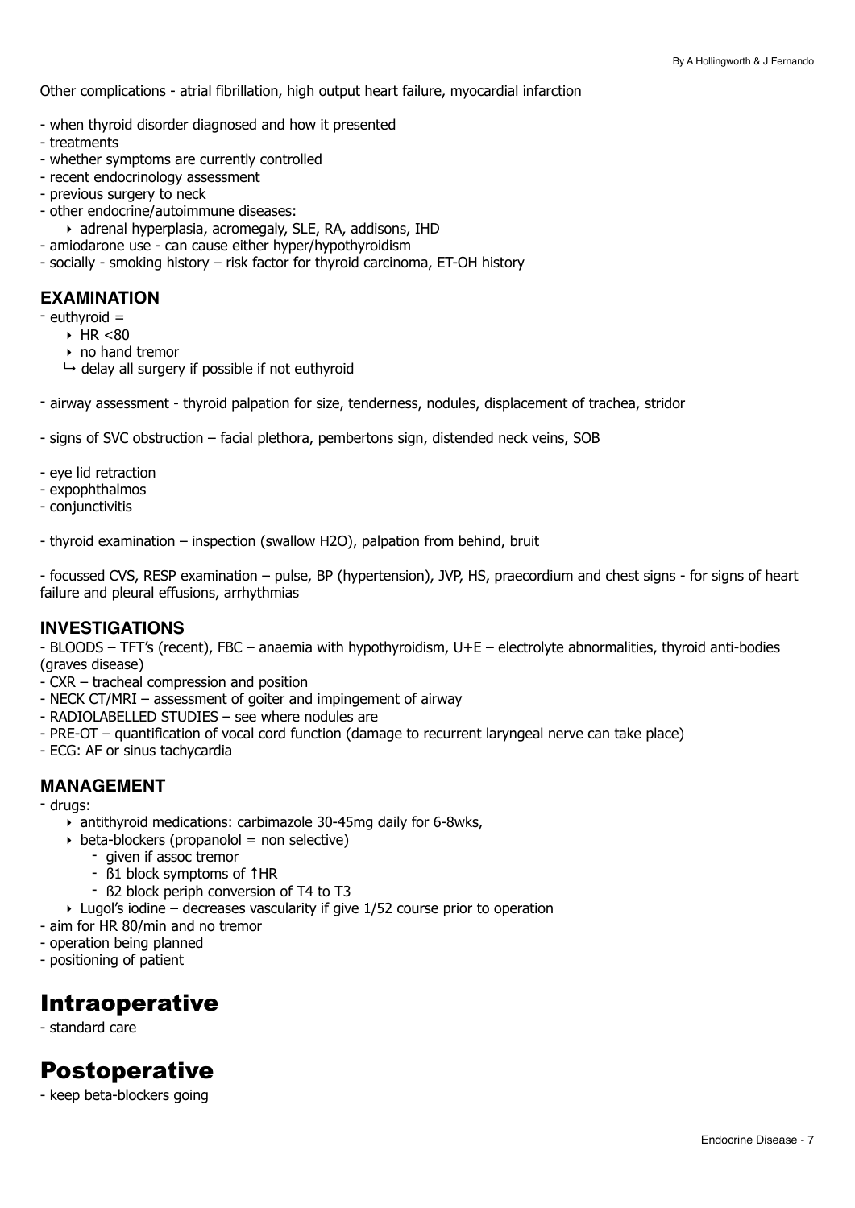Other complications - atrial fibrillation, high output heart failure, myocardial infarction

- when thyroid disorder diagnosed and how it presented
- treatments
- whether symptoms are currently controlled
- recent endocrinology assessment
- previous surgery to neck
- other endocrine/autoimmune diseases:
    - adrenal hyperplasia, acromegaly, SLE, RA, addisons, IHD
- amiodarone use - can cause either hyper/hypothyroidism
- socially - smoking history – risk factor for thyroid carcinoma, ET-OH history

### EXAMINATION

- euthyroid =
    - HR <80
    - no hand tremor
    - ↪ delay all surgery if possible if not euthyroid

- airway assessment - thyroid palpation for size, tenderness, nodules, displacement of trachea, stridor

- signs of SVC obstruction – facial plethora, pembertons sign, distended neck veins, SOB

- eye lid retraction
- expophthalmos
- conjunctivitis

- thyroid examination – inspection (swallow H2O), palpation from behind, bruit

- focussed CVS, RESP examination – pulse, BP (hypertension), JVP, HS, praecordium and chest signs - for signs of heart failure and pleural effusions, arrhythmias

### INVESTIGATIONS

- BLOODS – TFT's (recent), FBC – anaemia with hypothyroidism, U+E – electrolyte abnormalities, thyroid anti-bodies (graves disease)
- CXR – tracheal compression and position
- NECK CT/MRI – assessment of goiter and impingement of airway
- RADIOLABELLED STUDIES – see where nodules are
- PRE-OT – quantification of vocal cord function (damage to recurrent laryngeal nerve can take place)
- ECG: AF or sinus tachycardia

### MANAGEMENT

- drugs:
    - antithyroid medications: carbimazole 30-45mg daily for 6-8wks,
    - beta-blockers (propanolol = non selective)
        - given if assoc tremor
        - ß1 block symptoms of ↑HR
        - ß2 block periph conversion of T4 to T3
    - Lugol's iodine – decreases vascularity if give 1/52 course prior to operation
- aim for HR 80/min and no tremor
- operation being planned
- positioning of patient

# Intraoperative

- standard care

# Postoperative

- keep beta-blockers going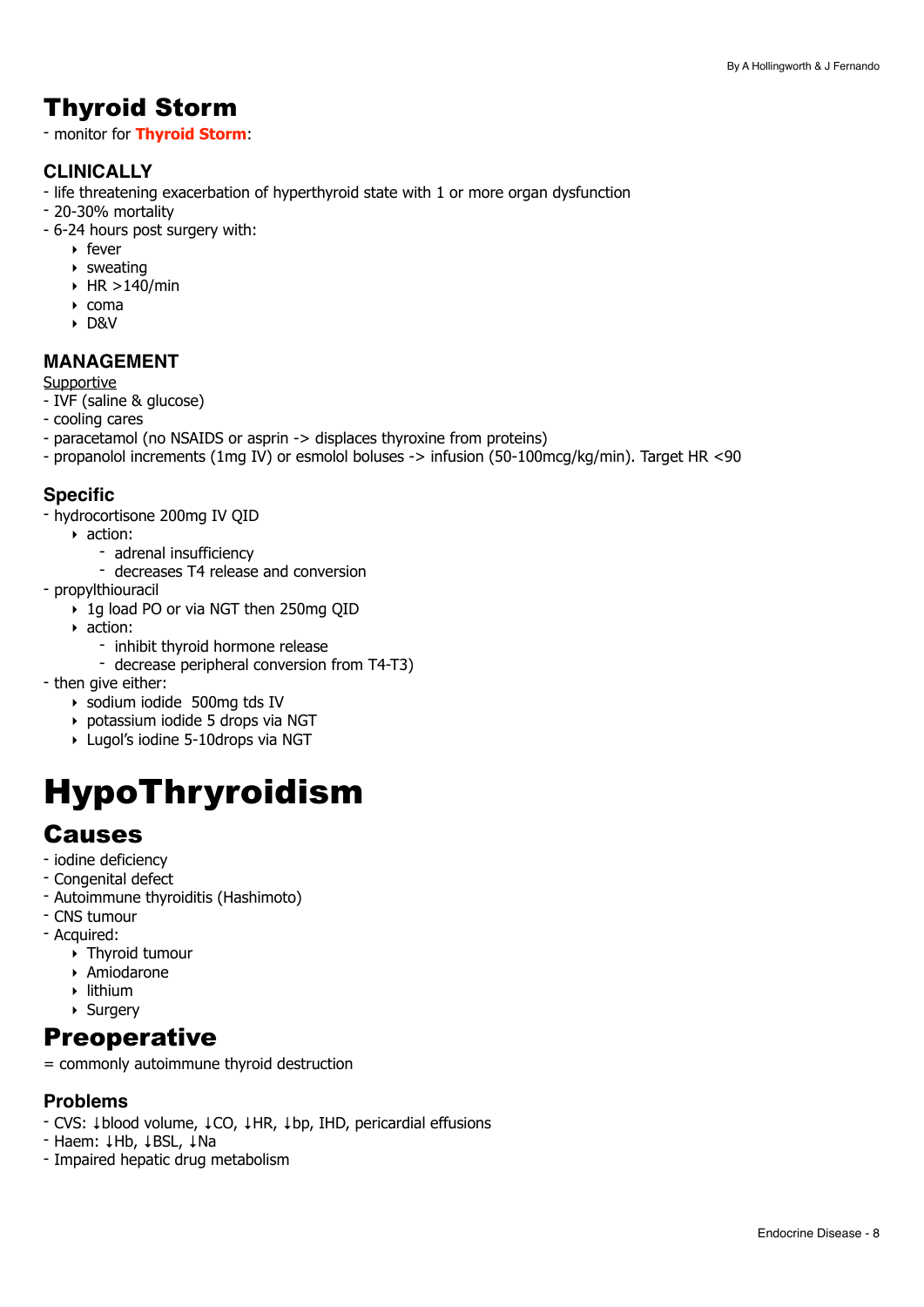# Thyroid Storm

- monitor for **Thyroid Storm**:

### CLINICALLY

- life threatening exacerbation of hyperthyroid state with 1 or more organ dysfunction
- 20-30% mortality
- 6-24 hours post surgery with:
    - fever
    - sweating
    - HR >140/min
    - coma
    - D&V

### MANAGEMENT

<u>Supportive</u>

- IVF (saline & glucose)
- cooling cares
- paracetamol (no NSAIDS or asprin -> displaces thyroxine from proteins)
- propanolol increments (1mg IV) or esmolol boluses -> infusion (50-100mcg/kg/min). Target HR <90

### Specific

- hydrocortisone 200mg IV QID
    - action:
        - adrenal insufficiency
        - decreases T4 release and conversion
- propylthiouracil
    - 1g load PO or via NGT then 250mg QID
    - action:
        - inhibit thyroid hormone release
        - decrease peripheral conversion from T4-T3)
- then give either:
    - sodium iodide  500mg tds IV
    - potassium iodide 5 drops via NGT
    - Lugol's iodine 5-10drops via NGT

# HypoThryroidism

## Causes

- iodine deficiency
- Congenital defect
- Autoimmune thyroiditis (Hashimoto)
- CNS tumour
- Acquired:
    - Thyroid tumour
    - Amiodarone
    - lithium
    - Surgery

## Preoperative

= commonly autoimmune thyroid destruction

### Problems

- CVS: ↓blood volume, ↓CO, ↓HR, ↓bp, IHD, pericardial effusions
- Haem: ↓Hb, ↓BSL, ↓Na
- Impaired hepatic drug metabolism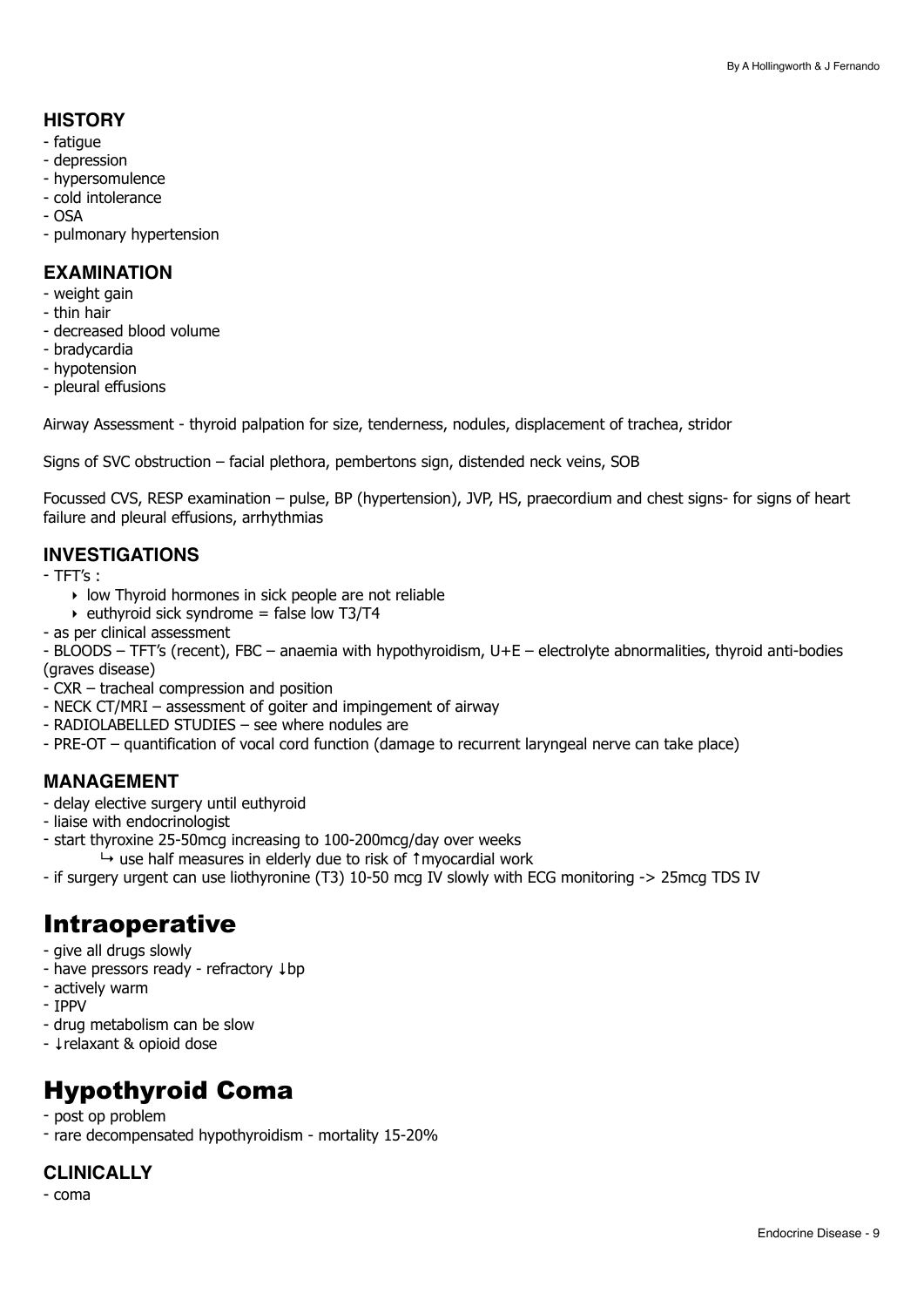### HISTORY

- fatigue
- depression
- hypersomulence
- cold intolerance
- OSA
- pulmonary hypertension

### EXAMINATION

- weight gain
- thin hair
- decreased blood volume
- bradycardia
- hypotension
- pleural effusions

Airway Assessment - thyroid palpation for size, tenderness, nodules, displacement of trachea, stridor

Signs of SVC obstruction – facial plethora, pembertons sign, distended neck veins, SOB

Focussed CVS, RESP examination – pulse, BP (hypertension), JVP, HS, praecordium and chest signs- for signs of heart failure and pleural effusions, arrhythmias

### INVESTIGATIONS

- TFT's :
  - low Thyroid hormones in sick people are not reliable
  - euthyroid sick syndrome = false low T3/T4
- as per clinical assessment
- BLOODS – TFT's (recent), FBC – anaemia with hypothyroidism, U+E – electrolyte abnormalities, thyroid anti-bodies (graves disease)
- CXR – tracheal compression and position
- NECK CT/MRI – assessment of goiter and impingement of airway
- RADIOLABELLED STUDIES – see where nodules are
- PRE-OT – quantification of vocal cord function (damage to recurrent laryngeal nerve can take place)

### MANAGEMENT

- delay elective surgery until euthyroid
- liaise with endocrinologist
- start thyroxine 25-50mcg increasing to 100-200mcg/day over weeks
  - ↳ use half measures in elderly due to risk of ↑myocardial work
- if surgery urgent can use liothyronine (T3) 10-50 mcg IV slowly with ECG monitoring -> 25mcg TDS IV

# Intraoperative

- give all drugs slowly
- have pressors ready - refractory ↓bp
- actively warm
- IPPV
- drug metabolism can be slow
- ↓relaxant & opioid dose

# Hypothyroid Coma

- post op problem
- rare decompensated hypothyroidism - mortality 15-20%

### CLINICALLY

- coma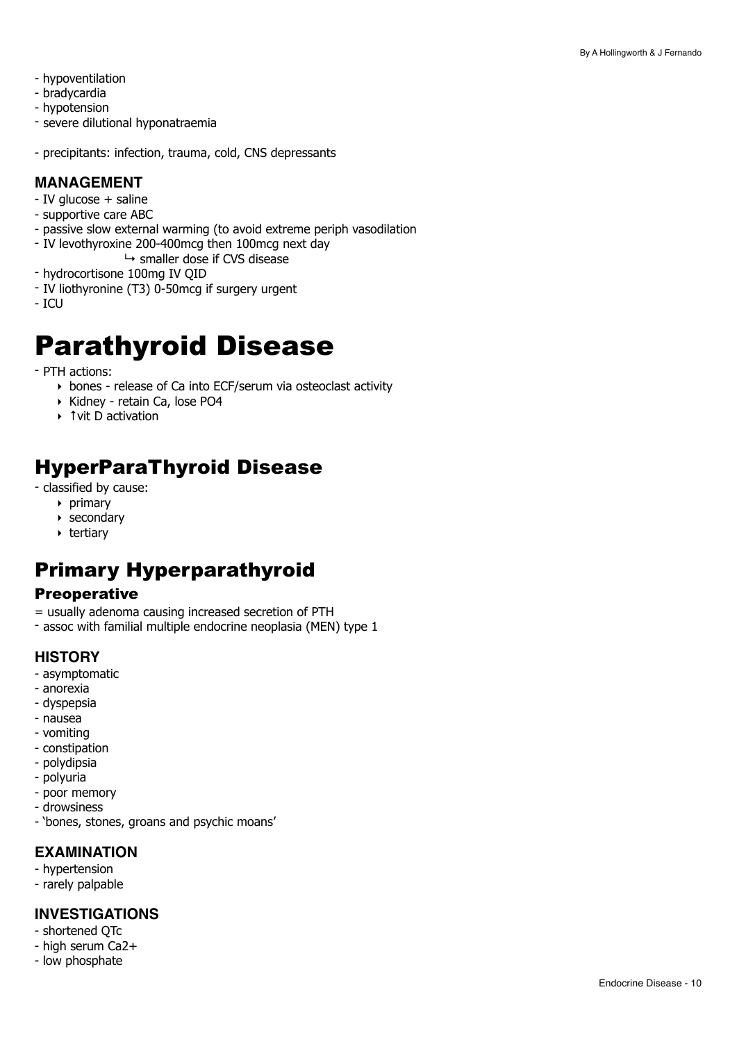- hypoventilation
- bradycardia
- hypotension
- severe dilutional hyponatraemia

- precipitants: infection, trauma, cold, CNS depressants

### MANAGEMENT
- IV glucose + saline
- supportive care ABC
- passive slow external warming (to avoid extreme periph vasodilation
- IV levothyroxine 200-400mcg then 100mcg next day
    - ↳ smaller dose if CVS disease
- hydrocortisone 100mg IV QID
- IV liothyronine (T3) 0-50mcg if surgery urgent
- ICU

# Parathyroid Disease

- PTH actions:
    - bones - release of Ca into ECF/serum via osteoclast activity
    - Kidney - retain Ca, lose PO4
    - ↑vit D activation

## HyperParaThyroid Disease

- classified by cause:
    - primary
    - secondary
    - tertiary

## Primary Hyperparathyroid

### Preoperative

= usually adenoma causing increased secretion of PTH
- assoc with familial multiple endocrine neoplasia (MEN) type 1

### HISTORY
- asymptomatic
- anorexia
- dyspepsia
- nausea
- vomiting
- constipation
- polydipsia
- polyuria
- poor memory
- drowsiness
- 'bones, stones, groans and psychic moans'

### EXAMINATION
- hypertension
- rarely palpable

### INVESTIGATIONS
- shortened QTc
- high serum $Ca^{2+}$
- low phosphate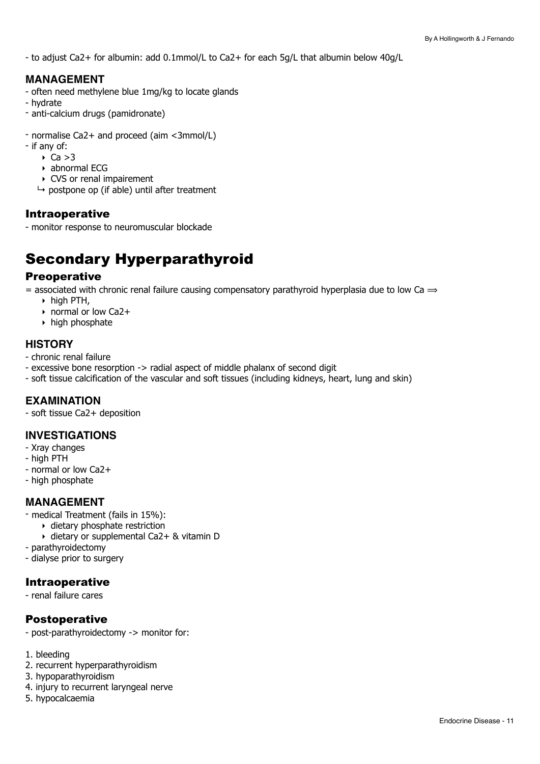- to adjust Ca2+ for albumin: add 0.1mmol/L to Ca2+ for each 5g/L that albumin below 40g/L

### MANAGEMENT

- often need methylene blue 1mg/kg to locate glands
- hydrate
- anti-calcium drugs (pamidronate)

- normalise Ca2+ and proceed (aim <3mmol/L)
- if any of:
    - Ca >3
    - abnormal ECG
    - CVS or renal impairement
  
  ↳ postpone op (if able) until after treatment

## Intraoperative

- monitor response to neuromuscular blockade

# Secondary Hyperparathyroid

## Preoperative

= associated with chronic renal failure causing compensatory parathyroid hyperplasia due to low Ca ⟹

- high PTH,
- normal or low Ca2+
- high phosphate

### HISTORY

- chronic renal failure
- excessive bone resorption -> radial aspect of middle phalanx of second digit
- soft tissue calcification of the vascular and soft tissues (including kidneys, heart, lung and skin)

### EXAMINATION

- soft tissue Ca2+ deposition

### INVESTIGATIONS

- Xray changes
- high PTH
- normal or low Ca2+
- high phosphate

### MANAGEMENT

- medical Treatment (fails in 15%):
    - dietary phosphate restriction
    - dietary or supplemental Ca2+ & vitamin D
- parathyroidectomy
- dialyse prior to surgery

## Intraoperative

- renal failure cares

## Postoperative

- post-parathyroidectomy -> monitor for:

1. bleeding
2. recurrent hyperparathyroidism
3. hypoparathyroidism
4. injury to recurrent laryngeal nerve
5. hypocalcaemia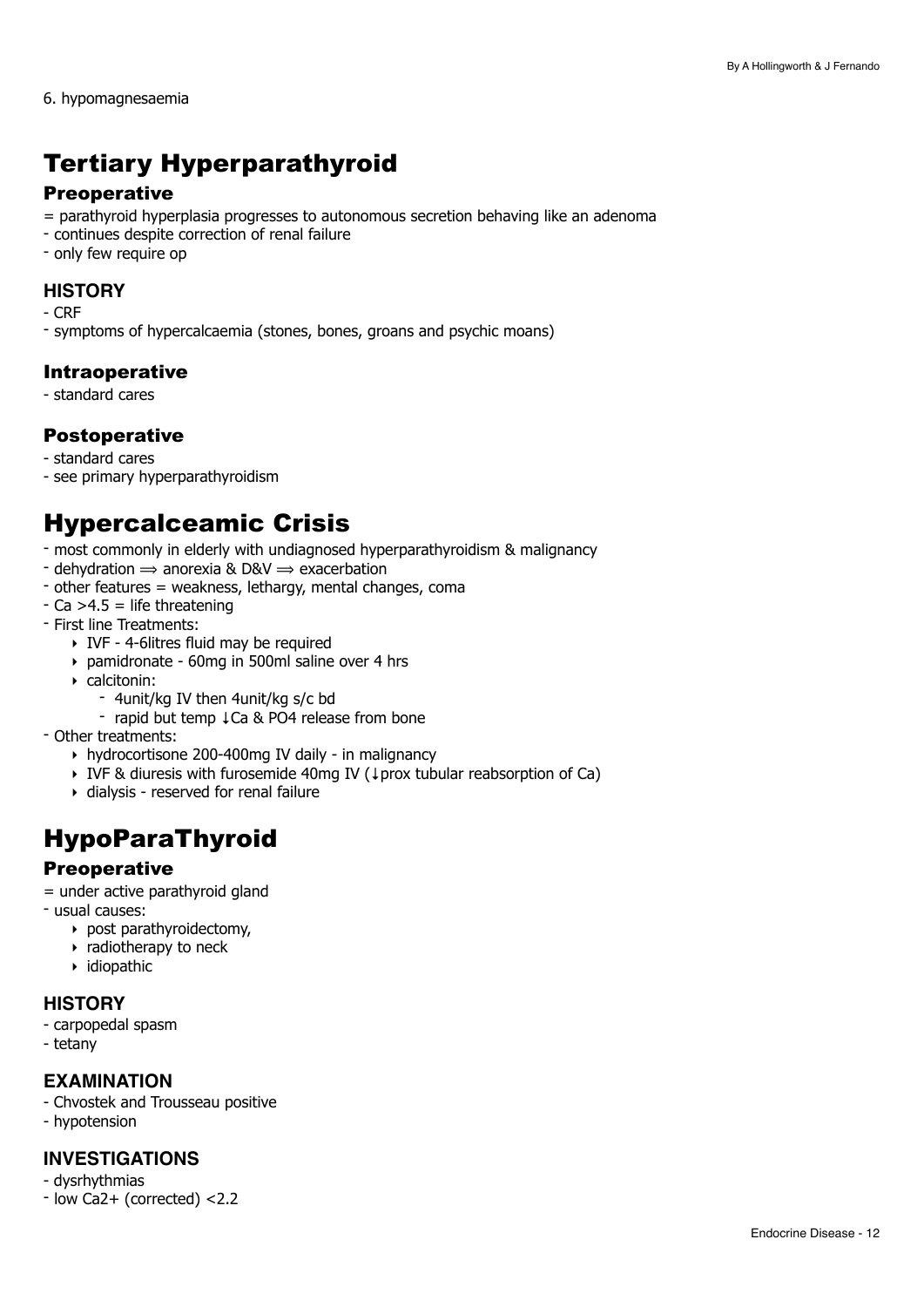6. hypomagnesaemia

# Tertiary Hyperparathyroid

## Preoperative

= parathyroid hyperplasia progresses to autonomous secretion behaving like an adenoma
- continues despite correction of renal failure
- only few require op

### HISTORY

- CRF
- symptoms of hypercalcaemia (stones, bones, groans and psychic moans)

## Intraoperative

- standard cares

## Postoperative

- standard cares
- see primary hyperparathyroidism

# Hypercalceamic Crisis

- most commonly in elderly with undiagnosed hyperparathyroidism & malignancy
- dehydration ⟹ anorexia & D&V ⟹ exacerbation
- other features = weakness, lethargy, mental changes, coma
- Ca >4.5 = life threatening
- First line Treatments:
    - IVF - 4-6litres fluid may be required
    - pamidronate - 60mg in 500ml saline over 4 hrs
    - calcitonin:
        - 4unit/kg IV then 4unit/kg s/c bd
        - rapid but temp ↓Ca & PO4 release from bone
- Other treatments:
    - hydrocortisone 200-400mg IV daily - in malignancy
    - IVF & diuresis with furosemide 40mg IV (↓prox tubular reabsorption of Ca)
    - dialysis - reserved for renal failure

# HypoParaThyroid

## Preoperative

= under active parathyroid gland
- usual causes:
    - post parathyroidectomy,
    - radiotherapy to neck
    - idiopathic

### HISTORY

- carpopedal spasm
- tetany

### EXAMINATION

- Chvostek and Trousseau positive
- hypotension

### INVESTIGATIONS

- dysrhythmias
- low $Ca^{2+}$ (corrected) <2.2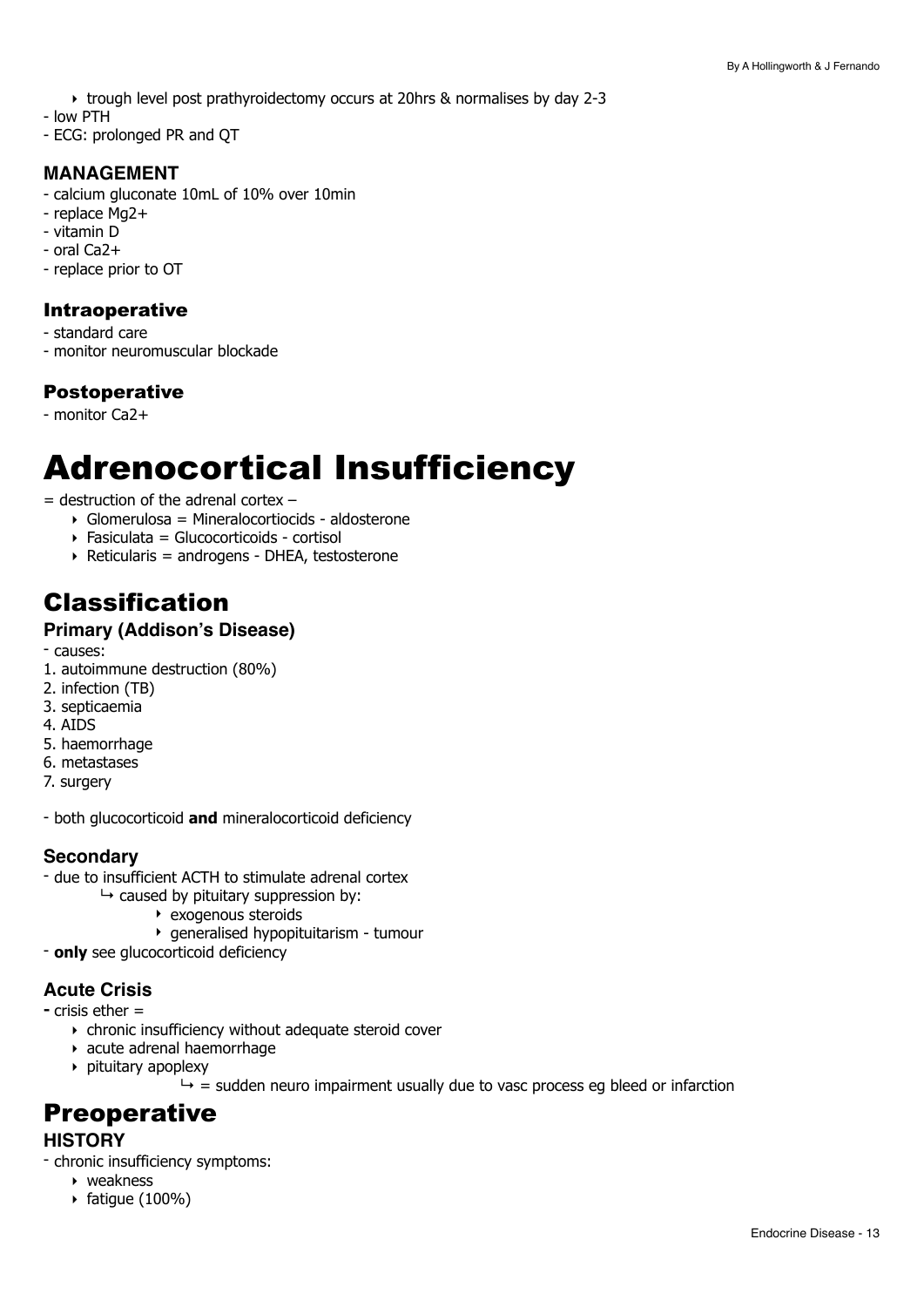- trough level post prathyroidectomy occurs at 20hrs & normalises by day 2-3

- low PTH
- ECG: prolonged PR and QT

### MANAGEMENT

- calcium gluconate 10mL of 10% over 10min
- replace $Mg^{2+}$
- vitamin D
- oral $Ca^{2+}$
- replace prior to OT

### Intraoperative

- standard care
- monitor neuromuscular blockade

### Postoperative

- monitor $Ca^{2+}$

# Adrenocortical Insufficiency

= destruction of the adrenal cortex –

- Glomerulosa = Mineralocortiocids - aldosterone
- Fasiculata = Glucocorticoids - cortisol
- Reticularis = androgens - DHEA, testosterone

## Classification

### Primary (Addison's Disease)

- causes:

1. autoimmune destruction (80%)
2. infection (TB)
3. septicaemia
4. AIDS
5. haemorrhage
6. metastases
7. surgery

- both glucocorticoid **and** mineralocorticoid deficiency

### Secondary

- due to insufficient ACTH to stimulate adrenal cortex
  - ↳ caused by pituitary suppression by:
    - exogenous steroids
    - generalised hypopituitarism - tumour
- **only** see glucocorticoid deficiency

### Acute Crisis

- crisis ether =
  - chronic insufficiency without adequate steroid cover
  - acute adrenal haemorrhage
  - pituitary apoplexy
    - ↳ = sudden neuro impairment usually due to vasc process eg bleed or infarction

## Preoperative

### HISTORY

- chronic insufficiency symptoms:
  - weakness
  - fatigue (100%)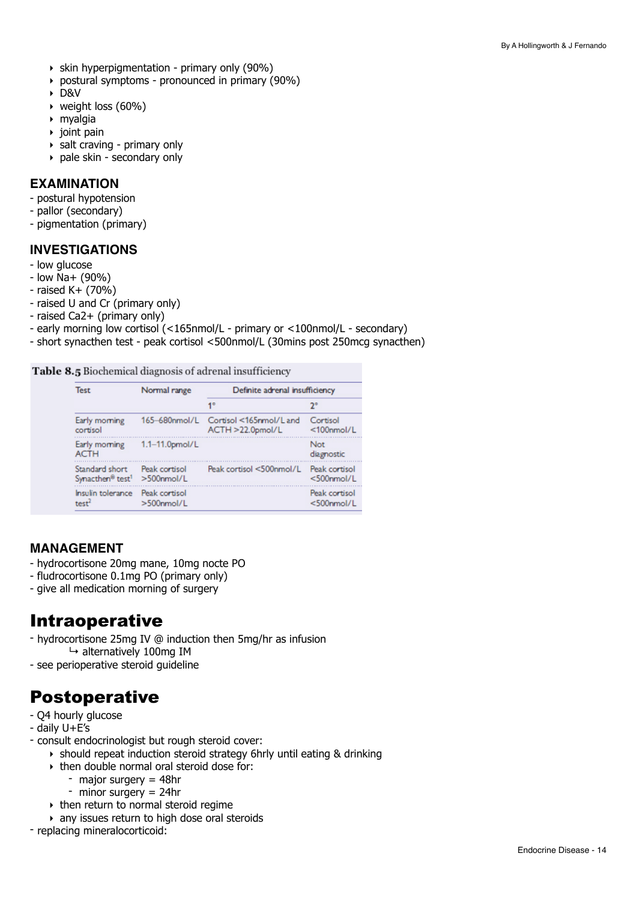- skin hyperpigmentation - primary only (90%)
- postural symptoms - pronounced in primary (90%)
- D&V
- weight loss (60%)
- myalgia
- joint pain
- salt craving - primary only
- pale skin - secondary only

### EXAMINATION

- postural hypotension
- pallor (secondary)
- pigmentation (primary)

### INVESTIGATIONS

- low glucose
- low $Na^+$ (90%)
- raised $K^+$ (70%)
- raised U and Cr (primary only)
- raised $Ca^{2+}$ (primary only)
- early morning low cortisol (<165nmol/L - primary or <100nmol/L - secondary)
- short synacthen test - peak cortisol <500nmol/L (30mins post 250mcg synacthen)

**Table 8.5** Biochemical diagnosis of adrenal insufficiency

| Test | Normal range | Definite adrenal insufficiency | |
|---|---|---|---|
| | | 1° | 2° |
| Early morning cortisol | 165–680nmol/L | Cortisol <165nmol/L and ACTH >22.0pmol/L | Cortisol <100nmol/L |
| Early morning ACTH | 1.1–11.0pmol/L | | Not diagnostic |
| Standard short Synacthen® test[1] | Peak cortisol >500nmol/L | Peak cortisol <500nmol/L | Peak cortisol <500nmol/L |
| Insulin tolerance test[2] | Peak cortisol >500nmol/L | | Peak cortisol <500nmol/L |

### MANAGEMENT

- hydrocortisone 20mg mane, 10mg nocte PO
- fludrocortisone 0.1mg PO (primary only)
- give all medication morning of surgery

# Intraoperative

- hydrocortisone 25mg IV @ induction then 5mg/hr as infusion
  - ↳ alternatively 100mg IM
- see perioperative steroid guideline

# Postoperative

- Q4 hourly glucose
- daily U+E's
- consult endocrinologist but rough steroid cover:
  - should repeat induction steroid strategy 6hrly until eating & drinking
  - then double normal oral steroid dose for:
    - major surgery = 48hr
    - minor surgery = 24hr
  - then return to normal steroid regime
  - any issues return to high dose oral steroids
- replacing mineralocorticoid: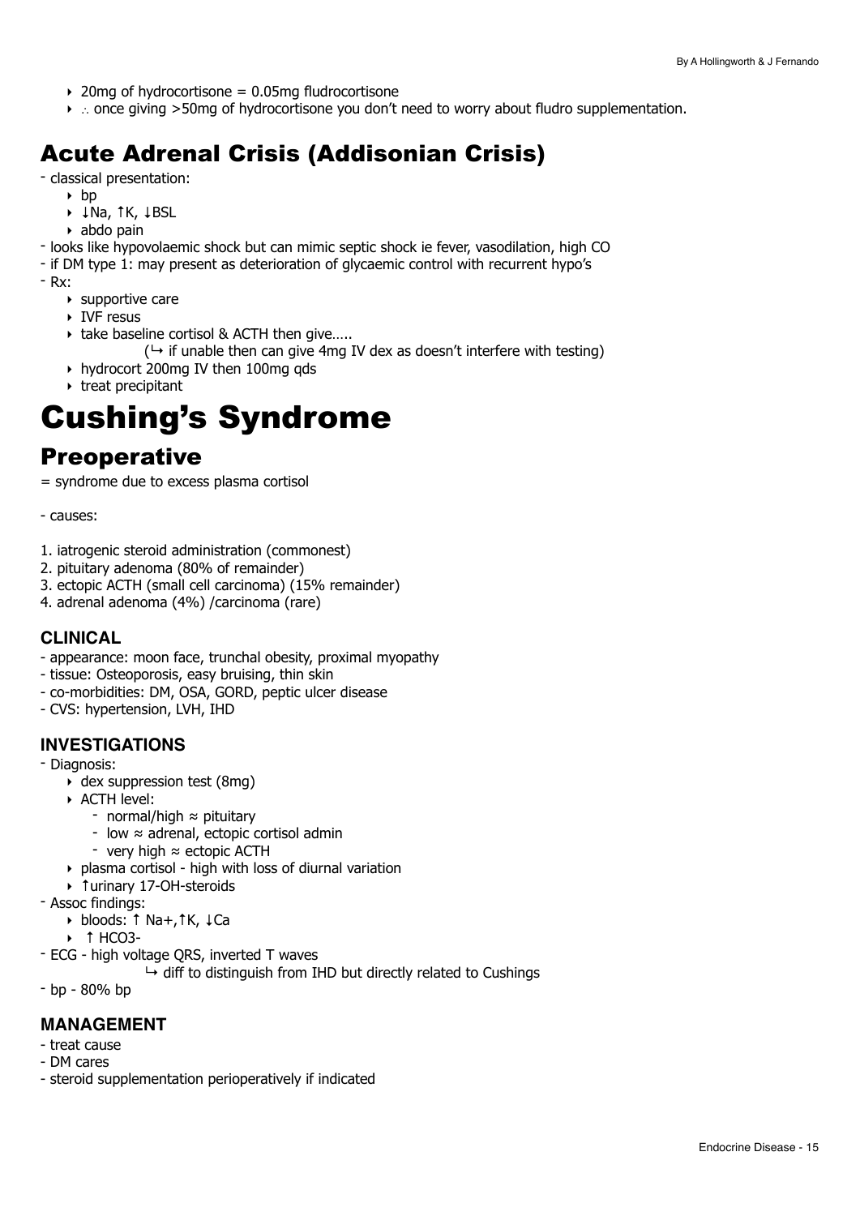- 20mg of hydrocortisone = 0.05mg fludrocortisone
- ∴ once giving >50mg of hydrocortisone you don't need to worry about fludro supplementation.

## Acute Adrenal Crisis (Addisonian Crisis)

- classical presentation:
  - bp
  - ↓Na, ↑K, ↓BSL
  - abdo pain
- looks like hypovolaemic shock but can mimic septic shock ie fever, vasodilation, high CO
- if DM type 1: may present as deterioration of glycaemic control with recurrent hypo's
- Rx:
  - supportive care
  - IVF resus
  - take baseline cortisol & ACTH then give…..
    - (↳ if unable then can give 4mg IV dex as doesn't interfere with testing)
  - hydrocort 200mg IV then 100mg qds
  - treat precipitant

# Cushing's Syndrome

## Preoperative

= syndrome due to excess plasma cortisol

- causes:

1. iatrogenic steroid administration (commonest)
2. pituitary adenoma (80% of remainder)
3. ectopic ACTH (small cell carcinoma) (15% remainder)
4. adrenal adenoma (4%) /carcinoma (rare)

### CLINICAL

- appearance: moon face, truncal obesity, proximal myopathy
- tissue: Osteoporosis, easy bruising, thin skin
- co-morbidities: DM, OSA, GORD, peptic ulcer disease
- CVS: hypertension, LVH, IHD

### INVESTIGATIONS

- Diagnosis:
  - dex suppression test (8mg)
  - ACTH level:
    - normal/high ≈ pituitary
    - low ≈ adrenal, ectopic cortisol admin
    - very high ≈ ectopic ACTH
  - plasma cortisol - high with loss of diurnal variation
  - ↑urinary 17-OH-steroids
- Assoc findings:
  - bloods: ↑ Na+,↑K, ↓Ca
  - ↑ HCO3-
- ECG - high voltage QRS, inverted T waves
  - ↳ diff to distinguish from IHD but directly related to Cushings
- bp - 80% bp

### MANAGEMENT

- treat cause
- DM cares
- steroid supplementation perioperatively if indicated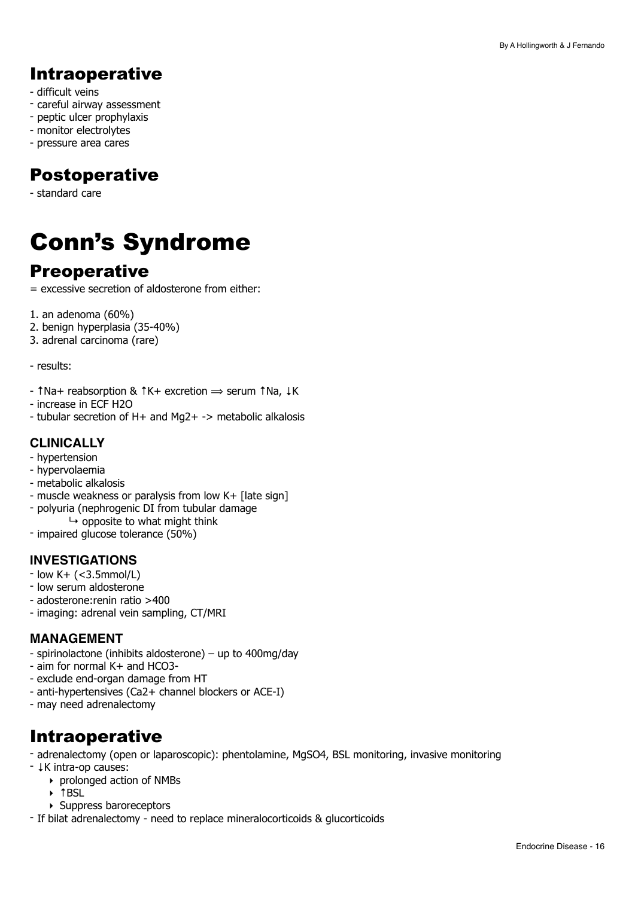## Intraoperative

- difficult veins
- careful airway assessment
- peptic ulcer prophylaxis
- monitor electrolytes
- pressure area cares

## Postoperative

- standard care

# Conn's Syndrome

## Preoperative

= excessive secretion of aldosterone from either:

1. an adenoma (60%)
2. benign hyperplasia (35-40%)
3. adrenal carcinoma (rare)

- results:

- ↑Na+ reabsorption & ↑K+ excretion ⟹ serum ↑Na, ↓K
- increase in ECF $H_2O$
- tubular secretion of $H^+$ and $Mg^{2+}$ -> metabolic alkalosis

### CLINICALLY

- hypertension
- hypervolaemia
- metabolic alkalosis
- muscle weakness or paralysis from low K+ [late sign]
- polyuria (nephrogenic DI from tubular damage
  - ↳ opposite to what might think
- impaired glucose tolerance (50%)

### INVESTIGATIONS

- low K+ (<3.5mmol/L)
- low serum aldosterone
- adosterone:renin ratio >400
- imaging: adrenal vein sampling, CT/MRI

### MANAGEMENT

- spirinolactone (inhibits aldosterone) – up to 400mg/day
- aim for normal K+ and $HCO_3^-$
- exclude end-organ damage from HT
- anti-hypertensives ($Ca^{2+}$ channel blockers or ACE-I)
- may need adrenalectomy

## Intraoperative

- adrenalectomy (open or laparoscopic): phentolamine, $MgSO_4$, BSL monitoring, invasive monitoring
- ↓K intra-op causes:
  - prolonged action of NMBs
  - ↑BSL
  - Suppress baroreceptors
- If bilat adrenalectomy - need to replace mineralocorticoids & glucocorticoids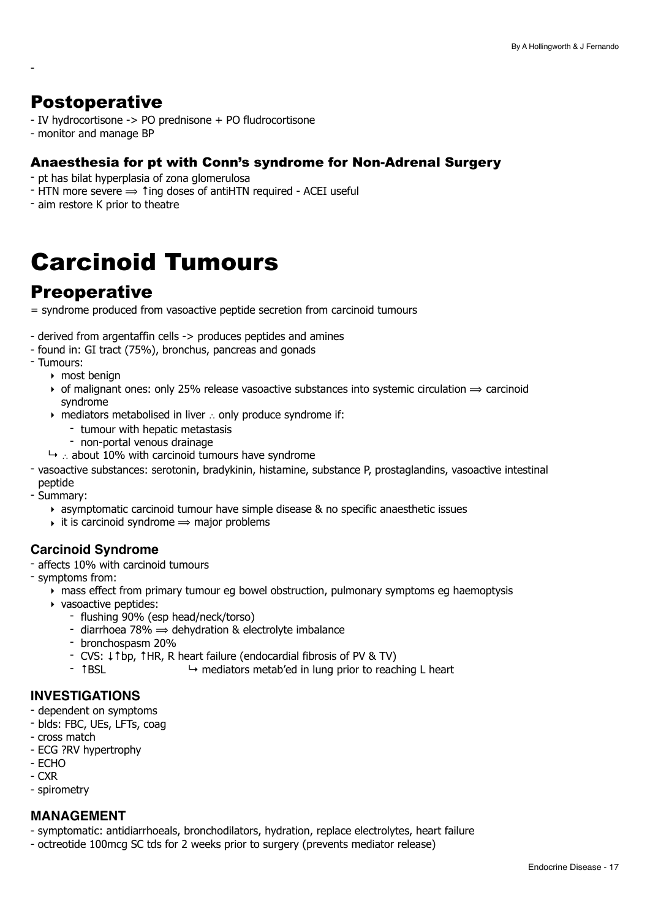-

## Postoperative

- IV hydrocortisone -> PO prednisone + PO fludrocortisone
- monitor and manage BP

### Anaesthesia for pt with Conn's syndrome for Non-Adrenal Surgery

- pt has bilat hyperplasia of zona glomerulosa
- HTN more severe ⟹ ↑ing doses of antiHTN required - ACEI useful
- aim restore K prior to theatre

# Carcinoid Tumours

## Preoperative

= syndrome produced from vasoactive peptide secretion from carcinoid tumours

- derived from argentaffin cells -> produces peptides and amines
- found in: GI tract (75%), bronchus, pancreas and gonads
- Tumours:
    - most benign
    - of malignant ones: only 25% release vasoactive substances into systemic circulation ⟹ carcinoid syndrome
    - mediators metabolised in liver ∴ only produce syndrome if:
        - tumour with hepatic metastasis
        - non-portal venous drainage
    - ↳ ∴ about 10% with carcinoid tumours have syndrome
- vasoactive substances: serotonin, bradykinin, histamine, substance P, prostaglandins, vasoactive intestinal peptide
- Summary:
    - asymptomatic carcinoid tumour have simple disease & no specific anaesthetic issues
    - it is carcinoid syndrome ⟹ major problems

### Carcinoid Syndrome

- affects 10% with carcinoid tumours
- symptoms from:
    - mass effect from primary tumour eg bowel obstruction, pulmonary symptoms eg haemoptysis
    - vasoactive peptides:
        - flushing 90% (esp head/neck/torso)
        - diarrhoea 78% ⟹ dehydration & electrolyte imbalance
        - bronchospasm 20%
        - CVS: ↓↑bp, ↑HR, R heart failure (endocardial fibrosis of PV & TV)
        - ↑BSL ↳ mediators metab'ed in lung prior to reaching L heart

### INVESTIGATIONS

- dependent on symptoms
- blds: FBC, UEs, LFTs, coag
- cross match
- ECG ?RV hypertrophy
- ECHO
- CXR
- spirometry

### MANAGEMENT

- symptomatic: antidiarrhoeals, bronchodilators, hydration, replace electrolytes, heart failure
- octreotide 100mcg SC tds for 2 weeks prior to surgery (prevents mediator release)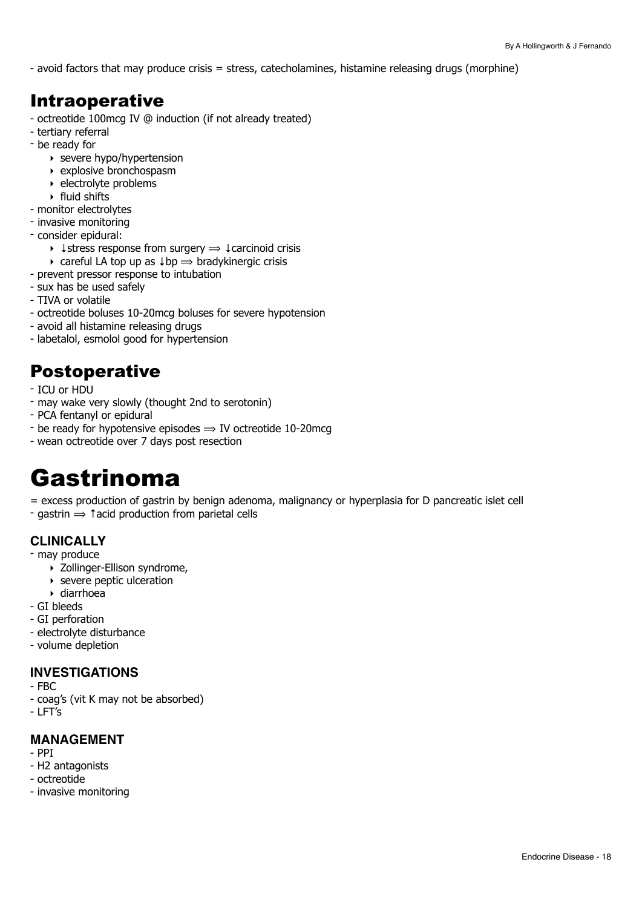- avoid factors that may produce crisis = stress, catecholamines, histamine releasing drugs (morphine)

## Intraoperative

- octreotide 100mcg IV @ induction (if not already treated)
- tertiary referral
- be ready for
    - severe hypo/hypertension
    - explosive bronchospasm
    - electrolyte problems
    - fluid shifts
- monitor electrolytes
- invasive monitoring
- consider epidural:
    - ↓stress response from surgery ⟹ ↓carcinoid crisis
    - careful LA top up as ↓bp ⟹ bradykinergic crisis
- prevent pressor response to intubation
- sux has be used safely
- TIVA or volatile
- octreotide boluses 10-20mcg boluses for severe hypotension
- avoid all histamine releasing drugs
- labetalol, esmolol good for hypertension

## Postoperative

- ICU or HDU
- may wake very slowly (thought 2nd to serotonin)
- PCA fentanyl or epidural
- be ready for hypotensive episodes ⟹ IV octreotide 10-20mcg
- wean octreotide over 7 days post resection

# Gastrinoma

= excess production of gastrin by benign adenoma, malignancy or hyperplasia for D pancreatic islet cell
- gastrin ⟹ ↑acid production from parietal cells

### CLINICALLY

- may produce
    - Zollinger-Ellison syndrome,
    - severe peptic ulceration
    - diarrhoea
- GI bleeds
- GI perforation
- electrolyte disturbance
- volume depletion

### INVESTIGATIONS

- FBC
- coag's (vit K may not be absorbed)
- LFT's

### MANAGEMENT

- PPI
- H2 antagonists
- octreotide
- invasive monitoring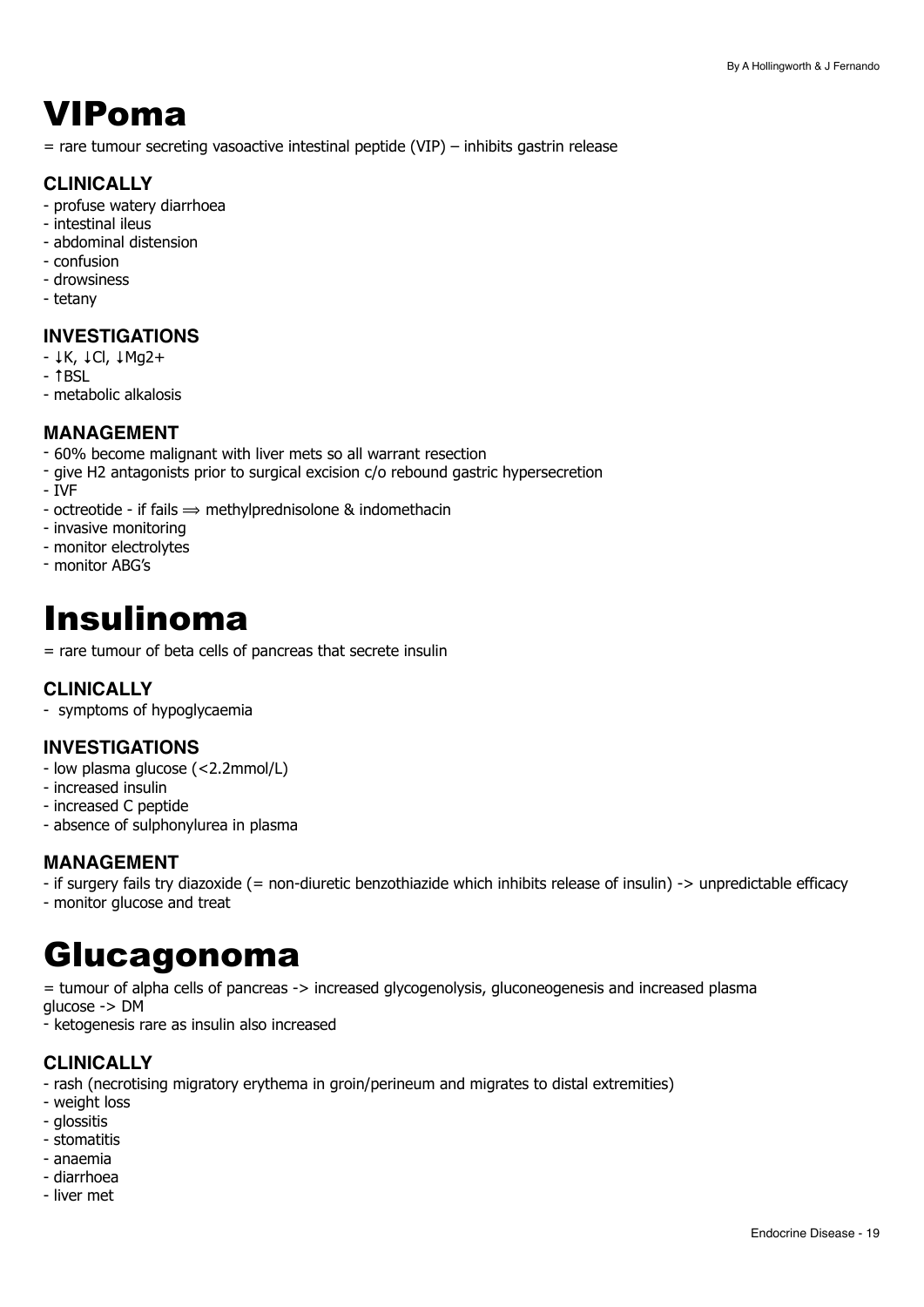# VIPoma

= rare tumour secreting vasoactive intestinal peptide (VIP) – inhibits gastrin release

### CLINICALLY

- profuse watery diarrhoea
- intestinal ileus
- abdominal distension
- confusion
- drowsiness
- tetany

### INVESTIGATIONS

- ↓K, ↓Cl, ↓$Mg^{2+}$
- ↑BSL
- metabolic alkalosis

### MANAGEMENT

- 60% become malignant with liver mets so all warrant resection
- give H2 antagonists prior to surgical excision c/o rebound gastric hypersecretion
- IVF
- octreotide - if fails ⟹ methylprednisolone & indomethacin
- invasive monitoring
- monitor electrolytes
- monitor ABG's

# Insulinoma

= rare tumour of beta cells of pancreas that secrete insulin

### CLINICALLY

- symptoms of hypoglycaemia

### INVESTIGATIONS

- low plasma glucose (<2.2mmol/L)
- increased insulin
- increased C peptide
- absence of sulphonylurea in plasma

### MANAGEMENT

- if surgery fails try diazoxide (= non-diuretic benzothiazide which inhibits release of insulin) -> unpredictable efficacy
- monitor glucose and treat

# Glucagonoma

= tumour of alpha cells of pancreas -> increased glycogenolysis, gluconeogenesis and increased plasma glucose -> DM

- ketogenesis rare as insulin also increased

### CLINICALLY

- rash (necrotising migratory erythema in groin/perineum and migrates to distal extremities)
- weight loss
- glossitis
- stomatitis
- anaemia
- diarrhoea
- liver met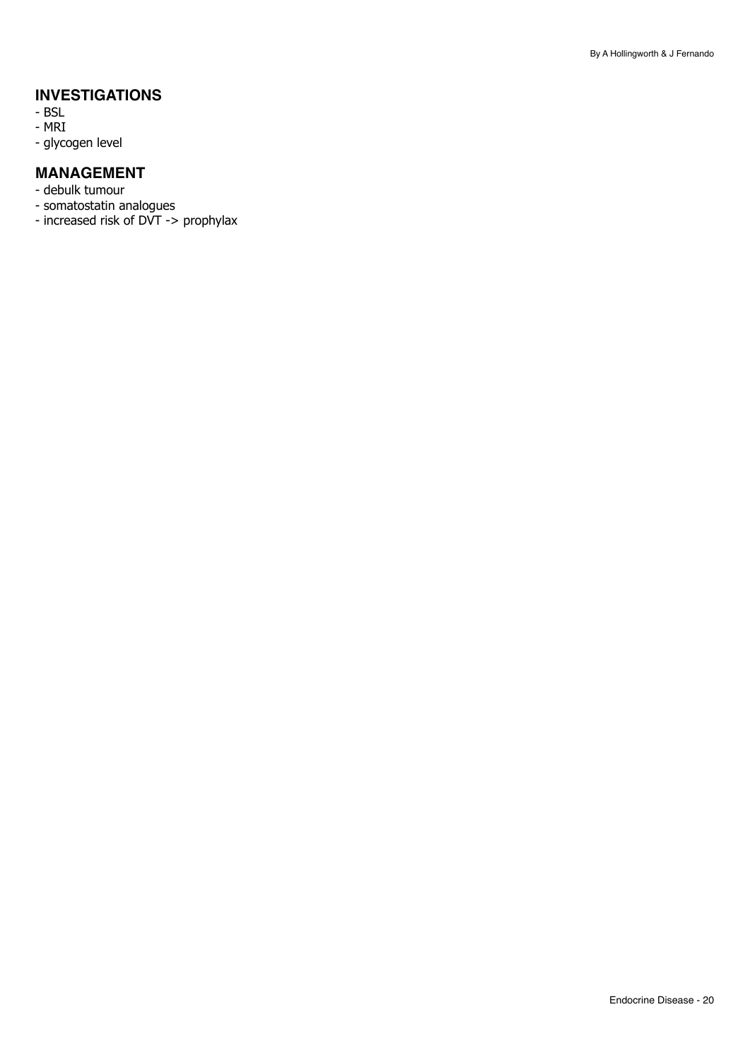## INVESTIGATIONS

- BSL
- MRI
- glycogen level

## MANAGEMENT

- debulk tumour
- somatostatin analogues
- increased risk of DVT -> prophylax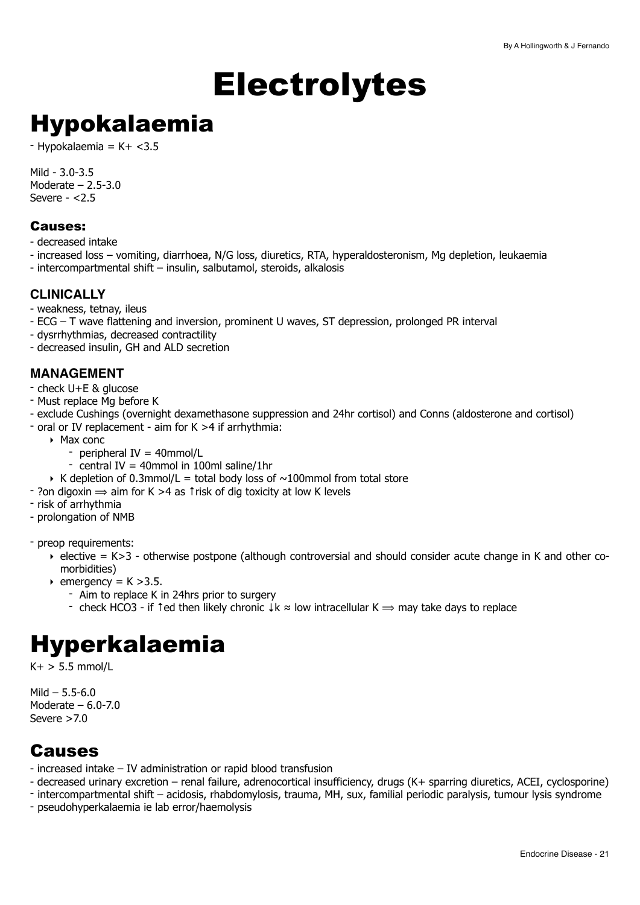# Electrolytes

# Hypokalaemia

- Hypokalaemia = K+ <3.5

Mild - 3.0-3.5
Moderate – 2.5-3.0
Severe - <2.5

### Causes:

- decreased intake
- increased loss – vomiting, diarrhoea, N/G loss, diuretics, RTA, hyperaldosteronism, Mg depletion, leukaemia
- intercompartmental shift – insulin, salbutamol, steroids, alkalosis

### CLINICALLY

- weakness, tetnay, ileus
- ECG – T wave flattening and inversion, prominent U waves, ST depression, prolonged PR interval
- dysrrhythmias, decreased contractility
- decreased insulin, GH and ALD secretion

### MANAGEMENT

- check U+E & glucose
- Must replace Mg before K
- exclude Cushings (overnight dexamethasone suppression and 24hr cortisol) and Conns (aldosterone and cortisol)
- oral or IV replacement - aim for K >4 if arrhythmia:
    - Max conc
        - peripheral IV = 40mmol/L
        - central IV = 40mmol in 100ml saline/1hr
    - K depletion of 0.3mmol/L = total body loss of ~100mmol from total store
- ?on digoxin ⟹ aim for K >4 as ↑risk of dig toxicity at low K levels
- risk of arrhythmia
- prolongation of NMB

- preop requirements:
    - elective = K>3 - otherwise postpone (although controversial and should consider acute change in K and other co-morbidities)
    - emergency = K >3.5.
        - Aim to replace K in 24hrs prior to surgery
        - check HCO3 - if ↑ed then likely chronic ↓k ≈ low intracellular K ⟹ may take days to replace

# Hyperkalaemia

K+ > 5.5 mmol/L

Mild – 5.5-6.0
Moderate – 6.0-7.0
Severe >7.0

## Causes

- increased intake – IV administration or rapid blood transfusion
- decreased urinary excretion – renal failure, adrenocortical insufficiency, drugs (K+ sparring diuretics, ACEI, cyclosporine)
- intercompartmental shift – acidosis, rhabdomylosis, trauma, MH, sux, familial periodic paralysis, tumour lysis syndrome
- pseudohyperkalaemia ie lab error/haemolysis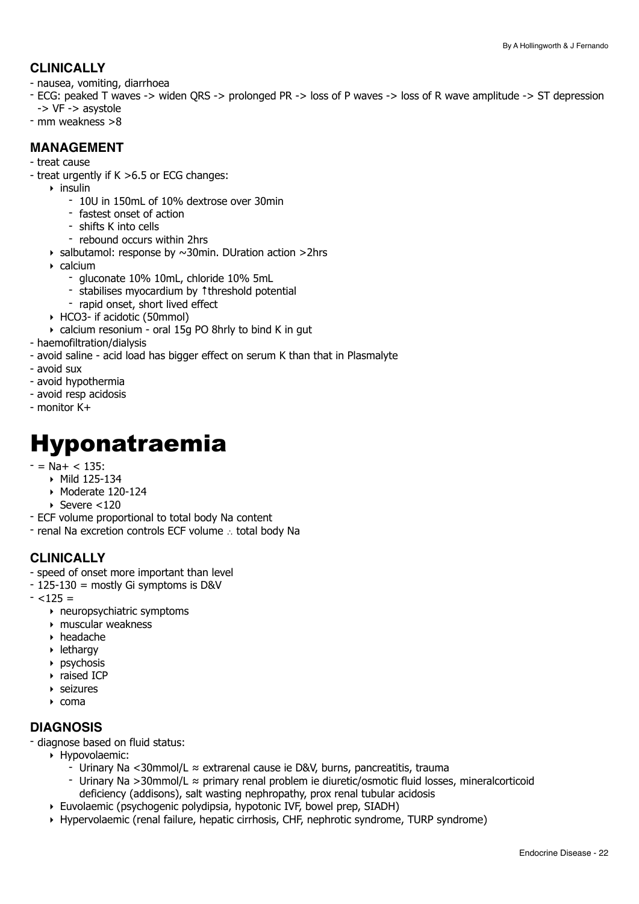### CLINICALLY

- nausea, vomiting, diarrhoea
- ECG: peaked T waves -> widen QRS -> prolonged PR -> loss of P waves -> loss of R wave amplitude -> ST depression -> VF -> asystole
- mm weakness >8

### MANAGEMENT

- treat cause
- treat urgently if K >6.5 or ECG changes:
    - insulin
        - 10U in 150mL of 10% dextrose over 30min
        - fastest onset of action
        - shifts K into cells
        - rebound occurs within 2hrs
    - salbutamol: response by ~30min. DUration action >2hrs
    - calcium
        - gluconate 10% 10mL, chloride 10% 5mL
        - stabilises myocardium by ↑threshold potential
        - rapid onset, short lived effect
    - HCO3- if acidotic (50mmol)
    - calcium resonium - oral 15g PO 8hrly to bind K in gut
- haemofiltration/dialysis
- avoid saline - acid load has bigger effect on serum K than that in Plasmalyte
- avoid sux
- avoid hypothermia
- avoid resp acidosis
- monitor K+

# Hyponatraemia

- = Na+ < 135:
    - Mild 125-134
    - Moderate 120-124
    - Severe <120
- ECF volume proportional to total body Na content
- renal Na excretion controls ECF volume ∴ total body Na

### CLINICALLY

- speed of onset more important than level
- 125-130 = mostly Gi symptoms is D&V
- <125 =
    - neuropsychiatric symptoms
    - muscular weakness
    - headache
    - lethargy
    - psychosis
    - raised ICP
    - seizures
    - coma

### DIAGNOSIS

- diagnose based on fluid status:
    - Hypovolaemic:
        - Urinary Na <30mmol/L ≈ extrarenal cause ie D&V, burns, pancreatitis, trauma
        - Urinary Na >30mmol/L ≈ primary renal problem ie diuretic/osmotic fluid losses, mineralcorticoid deficiency (addisons), salt wasting nephropathy, prox renal tubular acidosis
    - Euvolaemic (psychogenic polydipsia, hypotonic IVF, bowel prep, SIADH)
    - Hypervolaemic (renal failure, hepatic cirrhosis, CHF, nephrotic syndrome, TURP syndrome)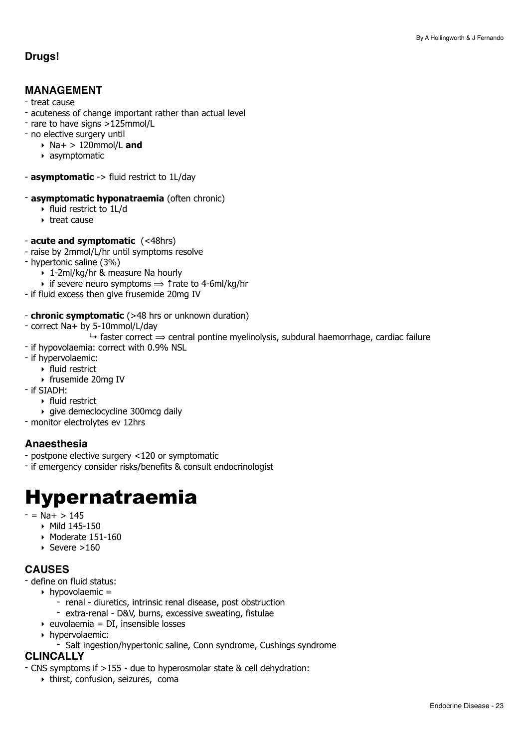### Drugs!

### MANAGEMENT

- treat cause
- acuteness of change important rather than actual level
- rare to have signs >125mmol/L
- no elective surgery until
    - Na+ > 120mmol/L **and**
    - asymptomatic

- **asymptomatic** -> fluid restrict to 1L/day

- **asymptomatic hyponatraemia** (often chronic)
    - fluid restrict to 1L/d
    - treat cause

- **acute and symptomatic** (<48hrs)
- raise by 2mmol/L/hr until symptoms resolve
- hypertonic saline (3%)
    - 1-2ml/kg/hr & measure Na hourly
    - if severe neuro symptoms ⟹ ↑rate to 4-6ml/kg/hr
- if fluid excess then give frusemide 20mg IV

- **chronic symptomatic** (>48 hrs or unknown duration)
- correct Na+ by 5-10mmol/L/day
    - ↳ faster correct ⟹ central pontine myelinolysis, subdural haemorrhage, cardiac failure
- if hypovolaemia: correct with 0.9% NSL
- if hypervolaemic:
    - fluid restrict
    - frusemide 20mg IV
- if SIADH:
    - fluid restrict
    - give demeclocycline 300mcg daily
- monitor electrolytes ev 12hrs

### Anaesthesia

- postpone elective surgery <120 or symptomatic
- if emergency consider risks/benefits & consult endocrinologist

# Hypernatraemia

- = Na+ > 145
    - Mild 145-150
    - Moderate 151-160
    - Severe >160

### CAUSES

- define on fluid status:
    - hypovolaemic =
        - renal - diuretics, intrinsic renal disease, post obstruction
        - extra-renal - D&V, burns, excessive sweating, fistulae
    - euvolaemia = DI, insensible losses
    - hypervolaemic:
        - Salt ingestion/hypertonic saline, Conn syndrome, Cushings syndrome

### CLINCALLY

- CNS symptoms if >155 - due to hyperosmolar state & cell dehydration:
    - thirst, confusion, seizures, coma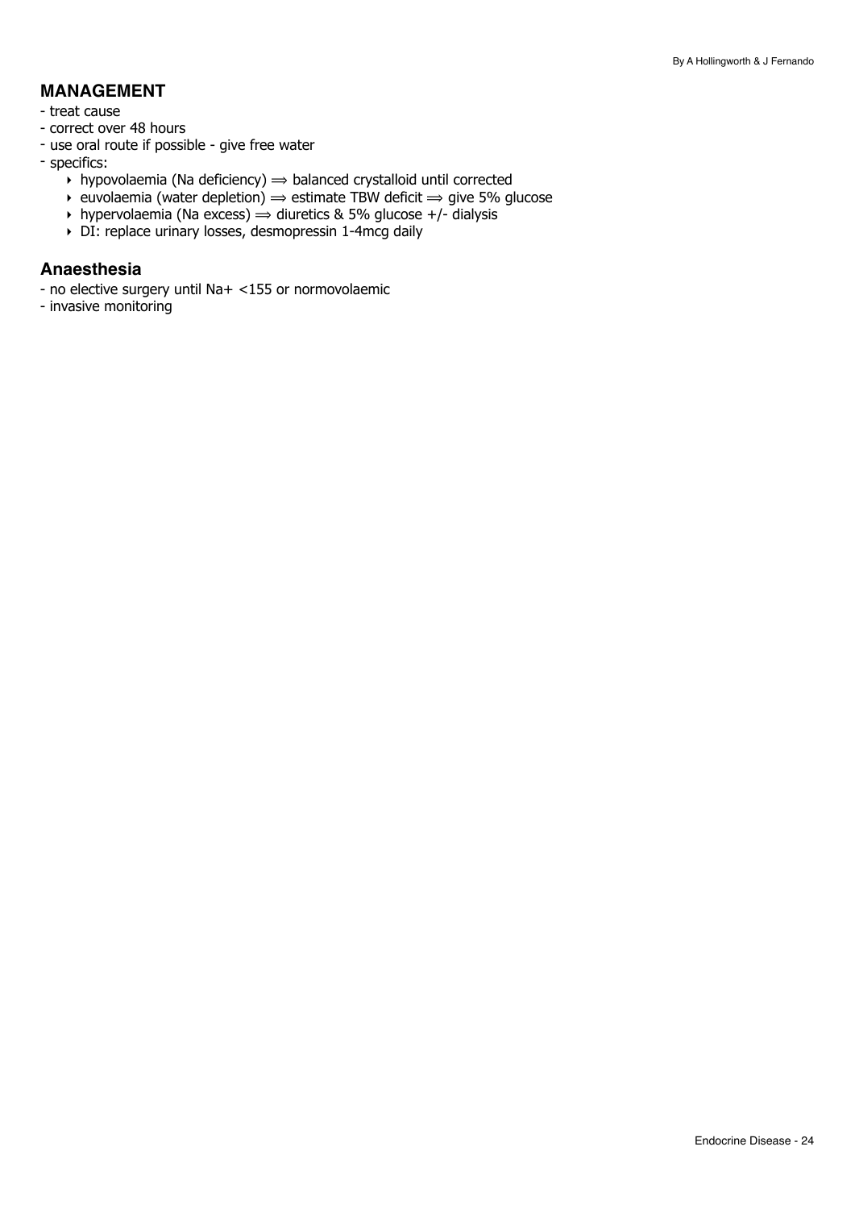## MANAGEMENT

- treat cause
- correct over 48 hours
- use oral route if possible - give free water
- specifics:
    - hypovolaemia (Na deficiency) ⟹ balanced crystalloid until corrected
    - euvolaemia (water depletion) ⟹ estimate TBW deficit ⟹ give 5% glucose
    - hypervolaemia (Na excess) ⟹ diuretics & 5% glucose +/- dialysis
    - DI: replace urinary losses, desmopressin 1-4mcg daily

### Anaesthesia

- no elective surgery until Na+ <155 or normovolaemic
- invasive monitoring